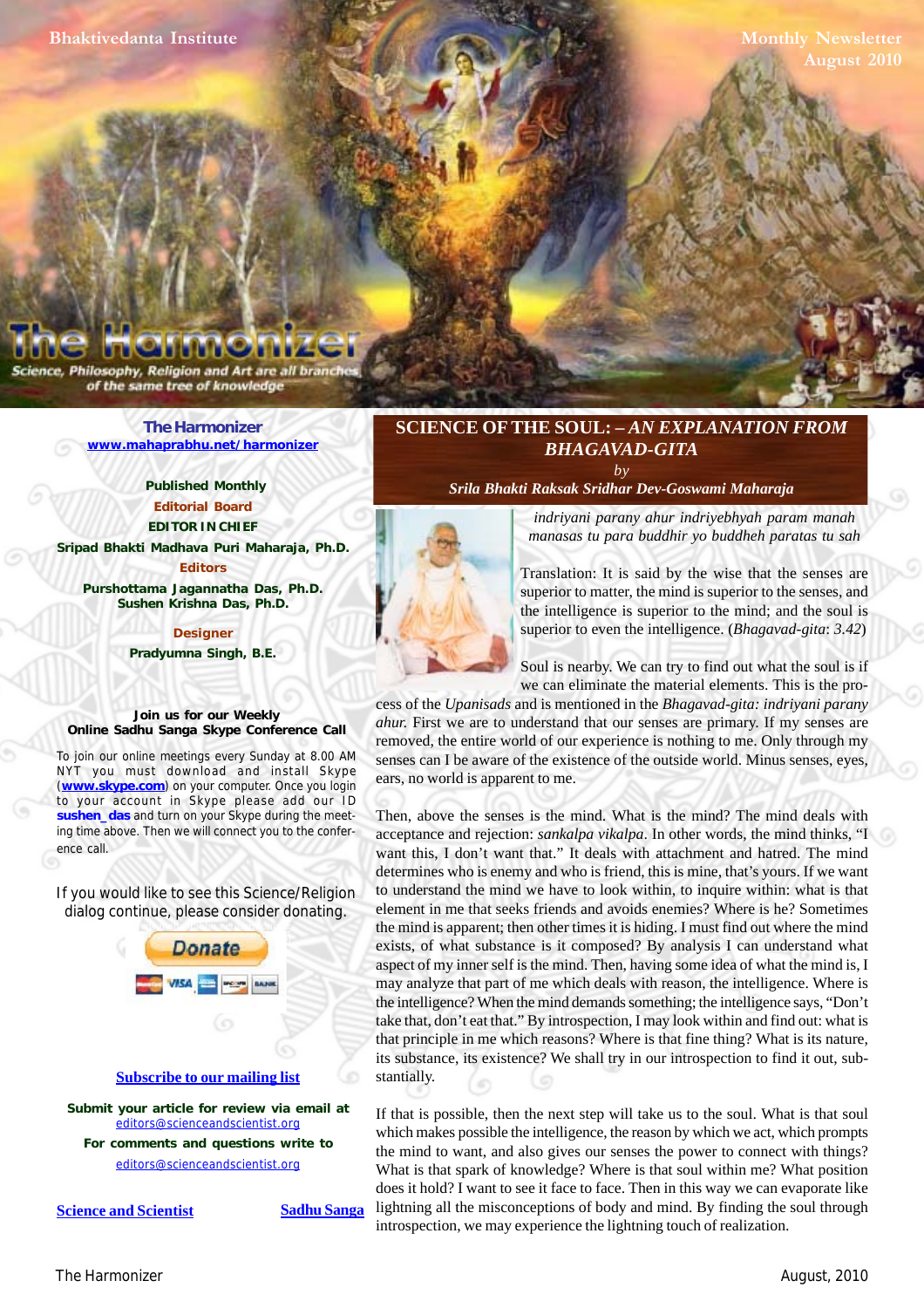Bhaktivedanta Institute

Monthly Newsletter
August 2010

# The Harmonizer

Science, Philosophy, Religion and Art are all branches of the same tree of knowledge

**The Harmonizer**
[www.mahaprabhu.net/harmonizer](www.mahaprabhu.net/harmonizer)

**Published Monthly**

**Editorial Board**

**EDITOR IN CHIEF**

**Sripad Bhakti Madhava Puri Maharaja, Ph.D.**

**Editors**

**Purshottama Jagannatha Das, Ph.D.**
**Sushen Krishna Das, Ph.D.**

**Designer**

**Pradyumna Singh, B.E.**

**Join us for our Weekly Online Sadhu Sanga Skype Conference Call**

To join our online meetings every Sunday at 8.00 AM NYT you must download and install Skype (**www.skype.com**) on your computer. Once you login to your account in Skype please add our ID **sushen_das** and turn on your Skype during the meeting time above. Then we will connect you to the conference call.

If you would like to see this Science/Religion dialog continue, please consider donating.

Donate

Subscribe to our mailing list

**Submit your article for review via email at** editors@scienceandscientist.org

**For comments and questions write to** editors@scienceandscientist.org

Science and Scientist

Sadhu Sanga

## SCIENCE OF THE SOUL: – *AN EXPLANATION FROM BHAGAVAD-GITA*

*by*

*Srila Bhakti Raksak Sridhar Dev-Goswami Maharaja*

*indriyani parany ahur indriyebhyah param manah*
*manasas tu para buddhir yo buddheh paratas tu sah*

Translation: It is said by the wise that the senses are superior to matter, the mind is superior to the senses, and the intelligence is superior to the mind; and the soul is superior to even the intelligence. (*Bhagavad-gita*: *3.42*)

Soul is nearby. We can try to find out what the soul is if we can eliminate the material elements. This is the process of the *Upanisads* and is mentioned in the *Bhagavad-gita: indriyani parany ahur.* First we are to understand that our senses are primary. If my senses are removed, the entire world of our experience is nothing to me. Only through my senses can I be aware of the existence of the outside world. Minus senses, eyes, ears, no world is apparent to me.

Then, above the senses is the mind. What is the mind? The mind deals with acceptance and rejection: *sankalpa vikalpa*. In other words, the mind thinks, "I want this, I don't want that." It deals with attachment and hatred. The mind determines who is enemy and who is friend, this is mine, that's yours. If we want to understand the mind we have to look within, to inquire within: what is that element in me that seeks friends and avoids enemies? Where is he? Sometimes the mind is apparent; then other times it is hiding. I must find out where the mind exists, of what substance is it composed? By analysis I can understand what aspect of my inner self is the mind. Then, having some idea of what the mind is, I may analyze that part of me which deals with reason, the intelligence. Where is the intelligence? When the mind demands something; the intelligence says, "Don't take that, don't eat that." By introspection, I may look within and find out: what is that principle in me which reasons? Where is that fine thing? What is its nature, its substance, its existence? We shall try in our introspection to find it out, substantially.

If that is possible, then the next step will take us to the soul. What is that soul which makes possible the intelligence, the reason by which we act, which prompts the mind to want, and also gives our senses the power to connect with things? What is that spark of knowledge? Where is that soul within me? What position does it hold? I want to see it face to face. Then in this way we can evaporate like lightning all the misconceptions of body and mind. By finding the soul through introspection, we may experience the lightning touch of realization.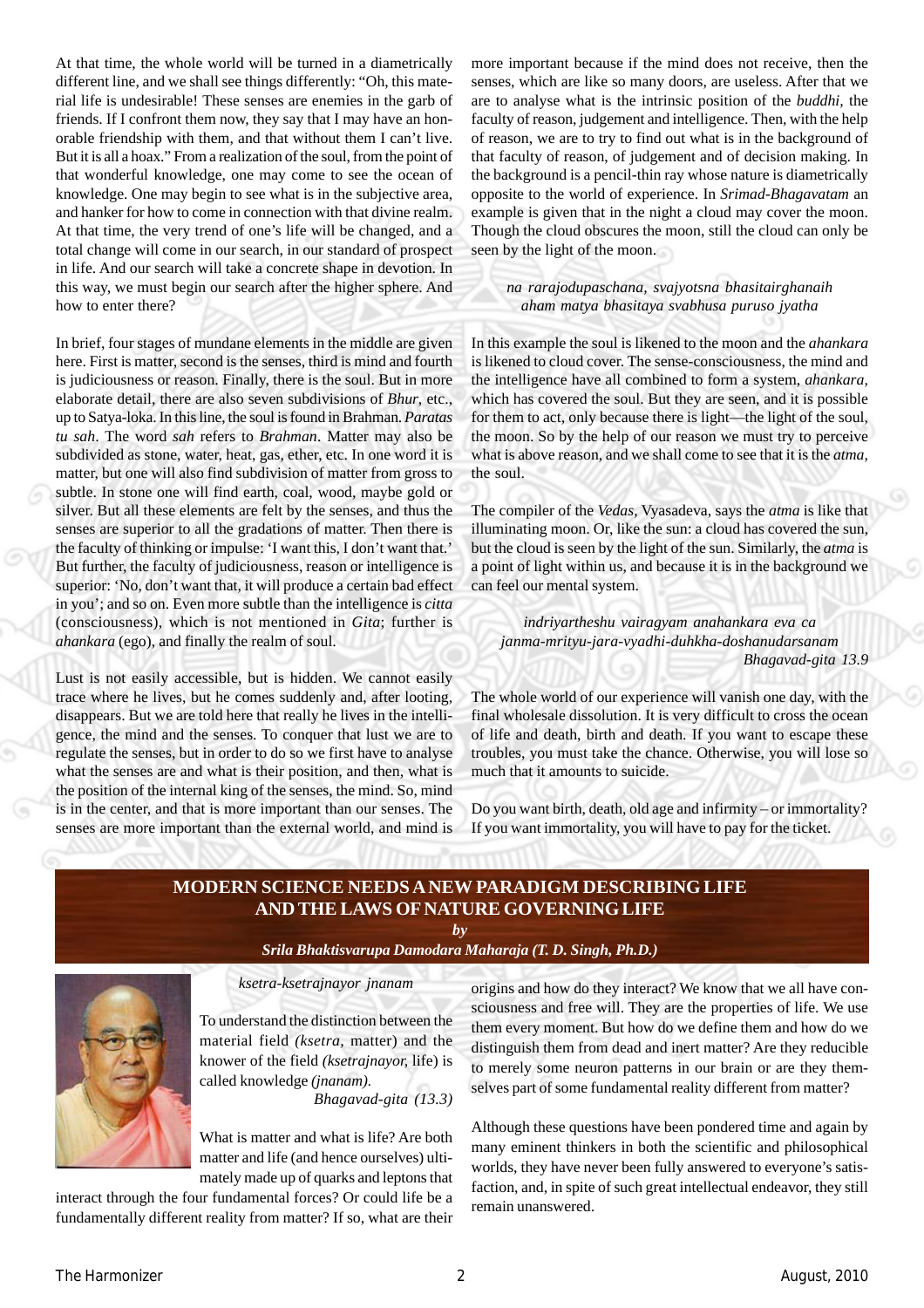At that time, the whole world will be turned in a diametrically different line, and we shall see things differently: "Oh, this material life is undesirable! These senses are enemies in the garb of friends. If I confront them now, they say that I may have an honorable friendship with them, and that without them I can't live. But it is all a hoax." From a realization of the soul, from the point of that wonderful knowledge, one may come to see the ocean of knowledge. One may begin to see what is in the subjective area, and hanker for how to come in connection with that divine realm. At that time, the very trend of one's life will be changed, and a total change will come in our search, in our standard of prospect in life. And our search will take a concrete shape in devotion. In this way, we must begin our search after the higher sphere. And how to enter there?

In brief, four stages of mundane elements in the middle are given here. First is matter, second is the senses, third is mind and fourth is judiciousness or reason. Finally, there is the soul. But in more elaborate detail, there are also seven subdivisions of *Bhur*, etc., up to Satya-loka. In this line, the soul is found in Brahman. *Paratas tu sah*. The word *sah* refers to *Brahman*. Matter may also be subdivided as stone, water, heat, gas, ether, etc. In one word it is matter, but one will also find subdivision of matter from gross to subtle. In stone one will find earth, coal, wood, maybe gold or silver. But all these elements are felt by the senses, and thus the senses are superior to all the gradations of matter. Then there is the faculty of thinking or impulse: 'I want this, I don't want that.' But further, the faculty of judiciousness, reason or intelligence is superior: 'No, don't want that, it will produce a certain bad effect in you'; and so on. Even more subtle than the intelligence is *citta* (consciousness), which is not mentioned in *Gita*; further is *ahankara* (ego), and finally the realm of soul.

Lust is not easily accessible, but is hidden. We cannot easily trace where he lives, but he comes suddenly and, after looting, disappears. But we are told here that really he lives in the intelligence, the mind and the senses. To conquer that lust we are to regulate the senses, but in order to do so we first have to analyse what the senses are and what is their position, and then, what is the position of the internal king of the senses, the mind. So, mind is in the center, and that is more important than our senses. The senses are more important than the external world, and mind is more important because if the mind does not receive, then the senses, which are like so many doors, are useless. After that we are to analyse what is the intrinsic position of the *buddhi,* the faculty of reason, judgement and intelligence. Then, with the help of reason, we are to try to find out what is in the background of that faculty of reason, of judgement and of decision making. In the background is a pencil-thin ray whose nature is diametrically opposite to the world of experience. In *Srimad-Bhagavatam* an example is given that in the night a cloud may cover the moon. Though the cloud obscures the moon, still the cloud can only be seen by the light of the moon.

*na rarajodupaschana, svajyotsna bhasitairghanaih*
*aham matya bhasitaya svabhusa puruso jyatha*

In this example the soul is likened to the moon and the *ahankara* is likened to cloud cover. The sense-consciousness, the mind and the intelligence have all combined to form a system, *ahankara,* which has covered the soul. But they are seen, and it is possible for them to act, only because there is light—the light of the soul, the moon. So by the help of our reason we must try to perceive what is above reason, and we shall come to see that it is the *atma,* the soul.

The compiler of the *Vedas,* Vyasadeva, says the *atma* is like that illuminating moon. Or, like the sun: a cloud has covered the sun, but the cloud is seen by the light of the sun. Similarly, the *atma* is a point of light within us, and because it is in the background we can feel our mental system.

*indriyartheshu vairagyam anahankara eva ca*
*janma-mrityu-jara-vyadhi-duhkha-doshanudarsanam*
*Bhagavad-gita 13.9*

The whole world of our experience will vanish one day, with the final wholesale dissolution. It is very difficult to cross the ocean of life and death, birth and death. If you want to escape these troubles, you must take the chance. Otherwise, you will lose so much that it amounts to suicide.

Do you want birth, death, old age and infirmity – or immortality? If you want immortality, you will have to pay for the ticket.

## MODERN SCIENCE NEEDS A NEW PARADIGM DESCRIBING LIFE AND THE LAWS OF NATURE GOVERNING LIFE

*by*

***Srila Bhaktisvarupa Damodara Maharaja (T. D. Singh, Ph.D.)***

*ksetra-ksetrajnayor jnanam*

To understand the distinction between the material field *(ksetra,* matter) and the knower of the field *(ksetrajnayor,* life) is called knowledge *(jnanam).*
*Bhagavad-gita (13.3)*

What is matter and what is life? Are both matter and life (and hence ourselves) ultimately made up of quarks and leptons that interact through the four fundamental forces? Or could life be a fundamentally different reality from matter? If so, what are their origins and how do they interact? We know that we all have consciousness and free will. They are the properties of life. We use them every moment. But how do we define them and how do we distinguish them from dead and inert matter? Are they reducible to merely some neuron patterns in our brain or are they themselves part of some fundamental reality different from matter?

Although these questions have been pondered time and again by many eminent thinkers in both the scientific and philosophical worlds, they have never been fully answered to everyone's satisfaction, and, in spite of such great intellectual endeavor, they still remain unanswered.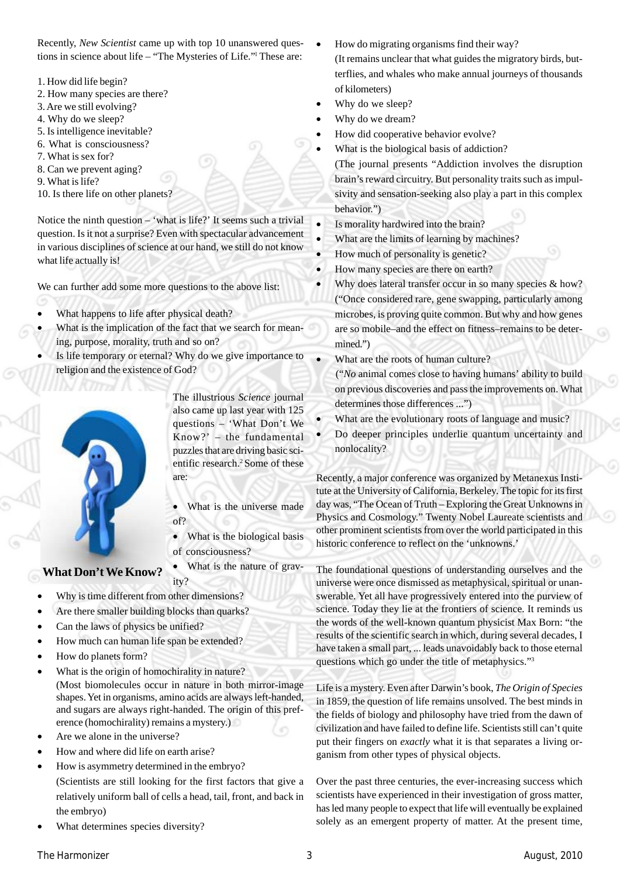Recently, *New Scientist* came up with top 10 unanswered questions in science about life – "The Mysteries of Life."[1] These are:

1. How did life begin?
2. How many species are there?
3. Are we still evolving?
4. Why do we sleep?
5. Is intelligence inevitable?
6. What is consciousness?
7. What is sex for?
8. Can we prevent aging?
9. What is life?
10. Is there life on other planets?

Notice the ninth question – 'what is life?' It seems such a trivial question. Is it not a surprise? Even with spectacular advancement in various disciplines of science at our hand, we still do not know what life actually is!

We can further add some more questions to the above list:

- What happens to life after physical death?
- What is the implication of the fact that we search for meaning, purpose, morality, truth and so on?
- Is life temporary or eternal? Why do we give importance to religion and the existence of God?

**What Don't We Know?**

The illustrious *Science* journal also came up last year with 125 questions – 'What Don't We Know?' – the fundamental puzzles that are driving basic scientific research.[2] Some of these are:

- What is the universe made of?
- What is the biological basis of consciousness?
- What is the nature of gravity?
- Why is time different from other dimensions?
- Are there smaller building blocks than quarks?
- Can the laws of physics be unified?
- How much can human life span be extended?
- How do planets form?
- What is the origin of homochirality in nature? (Most biomolecules occur in nature in both mirror-image shapes. Yet in organisms, amino acids are always left-handed, and sugars are always right-handed. The origin of this preference (homochirality) remains a mystery.)
- Are we alone in the universe?
- How and where did life on earth arise?
- How is asymmetry determined in the embryo? (Scientists are still looking for the first factors that give a relatively uniform ball of cells a head, tail, front, and back in the embryo)
- What determines species diversity?
- How do migrating organisms find their way? (It remains unclear that what guides the migratory birds, butterflies, and whales who make annual journeys of thousands of kilometers)
- Why do we sleep?
- Why do we dream?
- How did cooperative behavior evolve?
- What is the biological basis of addiction? (The journal presents "Addiction involves the disruption brain's reward circuitry. But personality traits such as impulsivity and sensation-seeking also play a part in this complex behavior.")
- Is morality hardwired into the brain?
- What are the limits of learning by machines?
- How much of personality is genetic?
- How many species are there on earth?
- Why does lateral transfer occur in so many species & how? ("Once considered rare, gene swapping, particularly among microbes, is proving quite common. But why and how genes are so mobile–and the effect on fitness–remains to be determined.")
- What are the roots of human culture? ("*No* animal comes close to having humans' ability to build on previous discoveries and pass the improvements on. What determines those differences ...")
- What are the evolutionary roots of language and music?
- Do deeper principles underlie quantum uncertainty and nonlocality?

Recently, a major conference was organized by Metanexus Institute at the University of California, Berkeley. The topic for its first day was, "The Ocean of Truth – Exploring the Great Unknowns in Physics and Cosmology." Twenty Nobel Laureate scientists and other prominent scientists from over the world participated in this historic conference to reflect on the 'unknowns.'

The foundational questions of understanding ourselves and the universe were once dismissed as metaphysical, spiritual or unanswerable. Yet all have progressively entered into the purview of science. Today they lie at the frontiers of science. It reminds us the words of the well-known quantum physicist Max Born: "the results of the scientific search in which, during several decades, I have taken a small part, ... leads unavoidably back to those eternal questions which go under the title of metaphysics."[3]

Life is a mystery. Even after Darwin's book, *The Origin of Species* in 1859, the question of life remains unsolved. The best minds in the fields of biology and philosophy have tried from the dawn of civilization and have failed to define life. Scientists still can't quite put their fingers on *exactly* what it is that separates a living organism from other types of physical objects.

Over the past three centuries, the ever-increasing success which scientists have experienced in their investigation of gross matter, has led many people to expect that life will eventually be explained solely as an emergent property of matter. At the present time,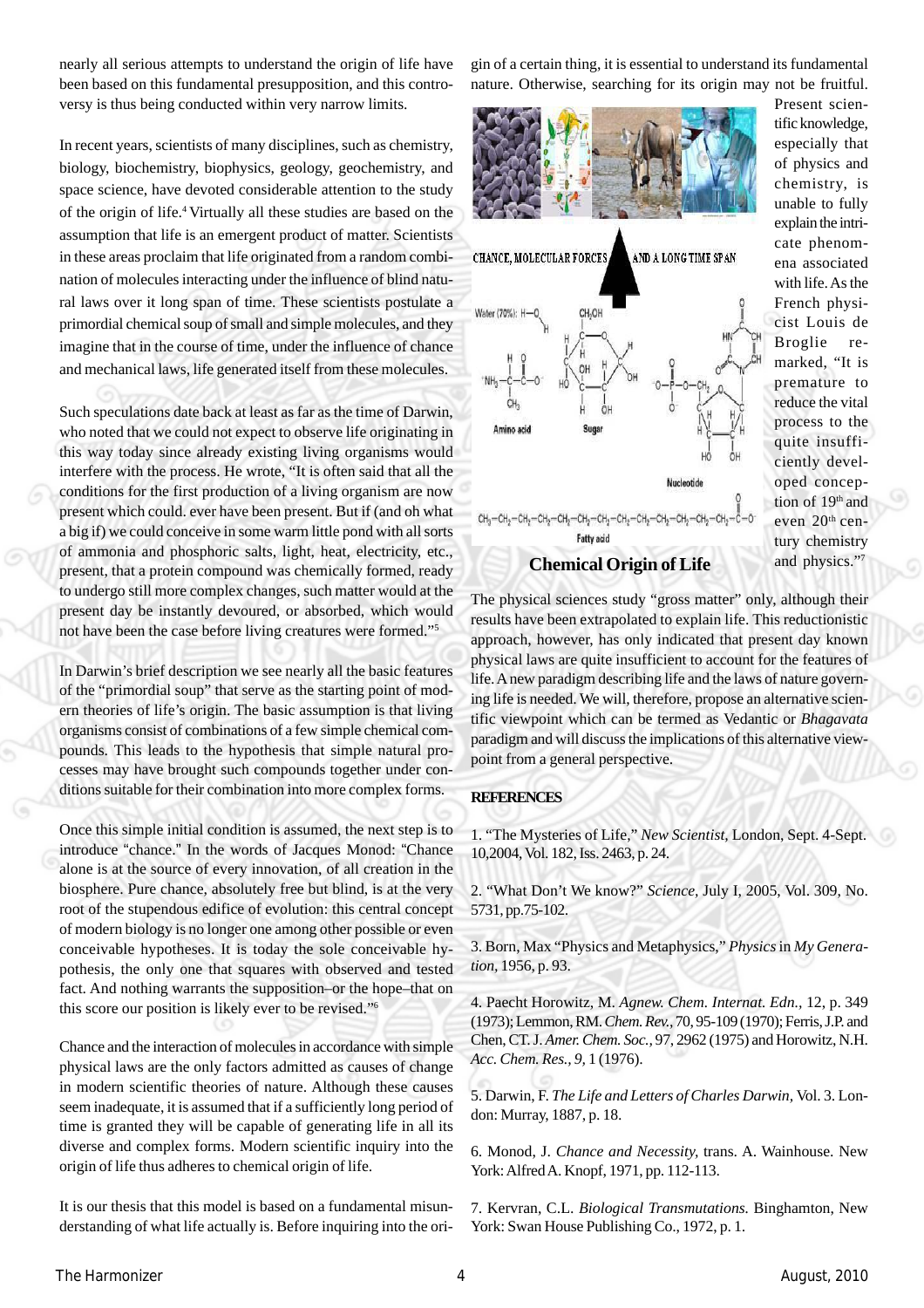nearly all serious attempts to understand the origin of life have been based on this fundamental presupposition, and this controversy is thus being conducted within very narrow limits.

In recent years, scientists of many disciplines, such as chemistry, biology, biochemistry, biophysics, geology, geochemistry, and space science, have devoted considerable attention to the study of the origin of life.[4] Virtually all these studies are based on the assumption that life is an emergent product of matter. Scientists in these areas proclaim that life originated from a random combination of molecules interacting under the influence of blind natural laws over it long span of time. These scientists postulate a primordial chemical soup of small and simple molecules, and they imagine that in the course of time, under the influence of chance and mechanical laws, life generated itself from these molecules.

Such speculations date back at least as far as the time of Darwin, who noted that we could not expect to observe life originating in this way today since already existing living organisms would interfere with the process. He wrote, "It is often said that all the conditions for the first production of a living organism are now present which could. ever have been present. But if (and oh what a big if) we could conceive in some warm little pond with all sorts of ammonia and phosphoric salts, light, heat, electricity, etc., present, that a protein compound was chemically formed, ready to undergo still more complex changes, such matter would at the present day be instantly devoured, or absorbed, which would not have been the case before living creatures were formed."[5]

In Darwin's brief description we see nearly all the basic features of the "primordial soup" that serve as the starting point of modern theories of life's origin. The basic assumption is that living organisms consist of combinations of a few simple chemical compounds. This leads to the hypothesis that simple natural processes may have brought such compounds together under conditions suitable for their combination into more complex forms.

Once this simple initial condition is assumed, the next step is to introduce "chance." In the words of Jacques Monod: "Chance alone is at the source of every innovation, of all creation in the biosphere. Pure chance, absolutely free but blind, is at the very root of the stupendous edifice of evolution: this central concept of modern biology is no longer one among other possible or even conceivable hypotheses. It is today the sole conceivable hypothesis, the only one that squares with observed and tested fact. And nothing warrants the supposition–or the hope–that on this score our position is likely ever to be revised."[6]

Chance and the interaction of molecules in accordance with simple physical laws are the only factors admitted as causes of change in modern scientific theories of nature. Although these causes seem inadequate, it is assumed that if a sufficiently long period of time is granted they will be capable of generating life in all its diverse and complex forms. Modern scientific inquiry into the origin of life thus adheres to chemical origin of life.

It is our thesis that this model is based on a fundamental misunderstanding of what life actually is. Before inquiring into the origin of a certain thing, it is essential to understand its fundamental nature. Otherwise, searching for its origin may not be fruitful.

CHANCE, MOLECULAR FORCES AND A LONG TIME SPAN

Water (70%) Amino acid Sugar Nucleotide Fatty acid

**Chemical Origin of Life**

Present scientific knowledge, especially that of physics and chemistry, is unable to fully explain the intricate phenomena associated with life. As the French physicist Louis de Broglie remarked, "It is premature to reduce the vital process to the quite insufficiently developed conception of 19th and even 20th century chemistry and physics."[7]

The physical sciences study "gross matter" only, although their results have been extrapolated to explain life. This reductionistic approach, however, has only indicated that present day known physical laws are quite insufficient to account for the features of life. A new paradigm describing life and the laws of nature governing life is needed. We will, therefore, propose an alternative scientific viewpoint which can be termed as Vedantic or *Bhagavata* paradigm and will discuss the implications of this alternative viewpoint from a general perspective.

## REFERENCES

1. "The Mysteries of Life," *New Scientist*, London, Sept. 4-Sept. 10,2004, Vol. 182, Iss. 2463, p. 24.

2. "What Don't We know?" *Science*, July I, 2005, Vol. 309, No. 5731, pp.75-102.

3. Born, Max "Physics and Metaphysics," *Physics* in *My Generation*, 1956, p. 93.

4. Paecht Horowitz, M. *Agnew. Chem. Internat. Edn.*, 12, p. 349 (1973); Lemmon, RM. *Chem. Rev.*, 70, 95-109 (1970); Ferris, J.P. and Chen, CT. J. *Amer. Chem. Soc.*, 97, 2962 (1975) and Horowitz, N.H. *Acc. Chem. Res., 9*, 1 (1976).

5. Darwin, F. *The Life and Letters of Charles Darwin*, Vol. 3. London: Murray, 1887, p. 18.

6. Monod, J. *Chance and Necessity*, trans. A. Wainhouse. New York: Alfred A. Knopf, 1971, pp. 112-113.

7. Kervran, C.L. *Biological Transmutations.* Binghamton, New York: Swan House Publishing Co., 1972, p. 1.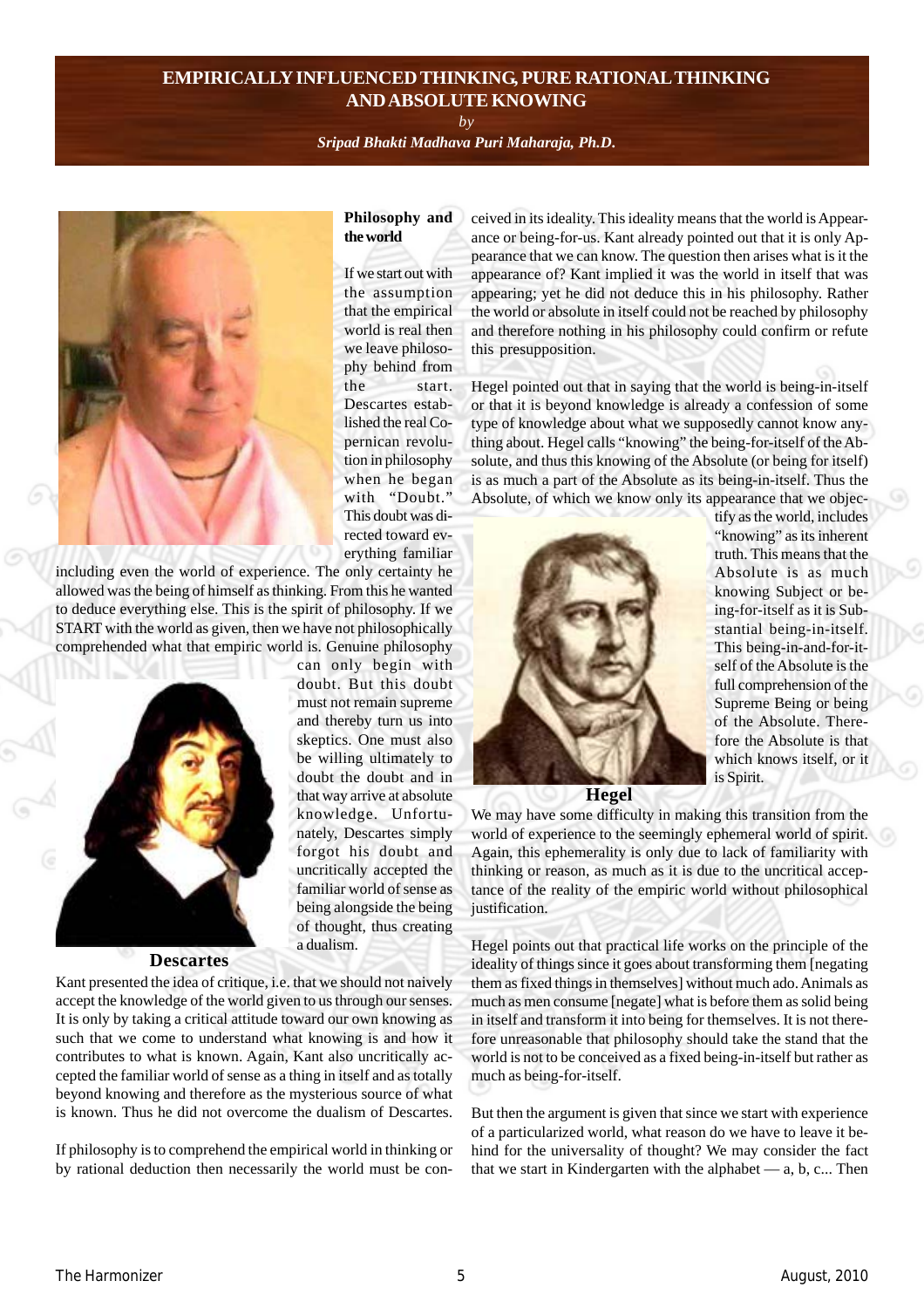# EMPIRICALLY INFLUENCED THINKING, PURE RATIONAL THINKING AND ABSOLUTE KNOWING

*by*

***Sripad Bhakti Madhava Puri Maharaja, Ph.D.***

## Philosophy and the world

If we start out with the assumption that the empirical world is real then we leave philosophy behind from the start. Descartes established the real Copernican revolution in philosophy when he began with "Doubt." This doubt was directed toward everything familiar including even the world of experience. The only certainty he allowed was the being of himself as thinking. From this he wanted to deduce everything else. This is the spirit of philosophy. If we START with the world as given, then we have not philosophically comprehended what that empiric world is. Genuine philosophy can only begin with doubt. But this doubt must not remain supreme and thereby turn us into skeptics. One must also be willing ultimately to doubt the doubt and in that way arrive at absolute knowledge. Unfortunately, Descartes simply forgot his doubt and uncritically accepted the familiar world of sense as being alongside the being of thought, thus creating a dualism.

**Descartes**

Kant presented the idea of critique, i.e. that we should not naively accept the knowledge of the world given to us through our senses. It is only by taking a critical attitude toward our own knowing as such that we come to understand what knowing is and how it contributes to what is known. Again, Kant also uncritically accepted the familiar world of sense as a thing in itself and as totally beyond knowing and therefore as the mysterious source of what is known. Thus he did not overcome the dualism of Descartes.

If philosophy is to comprehend the empirical world in thinking or by rational deduction then necessarily the world must be conceived in its ideality. This ideality means that the world is Appearance or being-for-us. Kant already pointed out that it is only Appearance that we can know. The question then arises what is it the appearance of? Kant implied it was the world in itself that was appearing; yet he did not deduce this in his philosophy. Rather the world or absolute in itself could not be reached by philosophy and therefore nothing in his philosophy could confirm or refute this presupposition.

Hegel pointed out that in saying that the world is being-in-itself or that it is beyond knowledge is already a confession of some type of knowledge about what we supposedly cannot know anything about. Hegel calls "knowing" the being-for-itself of the Absolute, and thus this knowing of the Absolute (or being for itself) is as much a part of the Absolute as its being-in-itself. Thus the Absolute, of which we know only its appearance that we objectify as the world, includes "knowing" as its inherent truth. This means that the Absolute is as much knowing Subject or being-for-itself as it is Substantial being-in-itself. This being-in-and-for-itself of the Absolute is the full comprehension of the Supreme Being or being of the Absolute. Therefore the Absolute is that which knows itself, or it is Spirit.

**Hegel**

We may have some difficulty in making this transition from the world of experience to the seemingly ephemeral world of spirit. Again, this ephemerality is only due to lack of familiarity with thinking or reason, as much as it is due to the uncritical acceptance of the reality of the empiric world without philosophical justification.

Hegel points out that practical life works on the principle of the ideality of things since it goes about transforming them [negating them as fixed things in themselves] without much ado. Animals as much as men consume [negate] what is before them as solid being in itself and transform it into being for themselves. It is not therefore unreasonable that philosophy should take the stand that the world is not to be conceived as a fixed being-in-itself but rather as much as being-for-itself.

But then the argument is given that since we start with experience of a particularized world, what reason do we have to leave it behind for the universality of thought? We may consider the fact that we start in Kindergarten with the alphabet — a, b, c... Then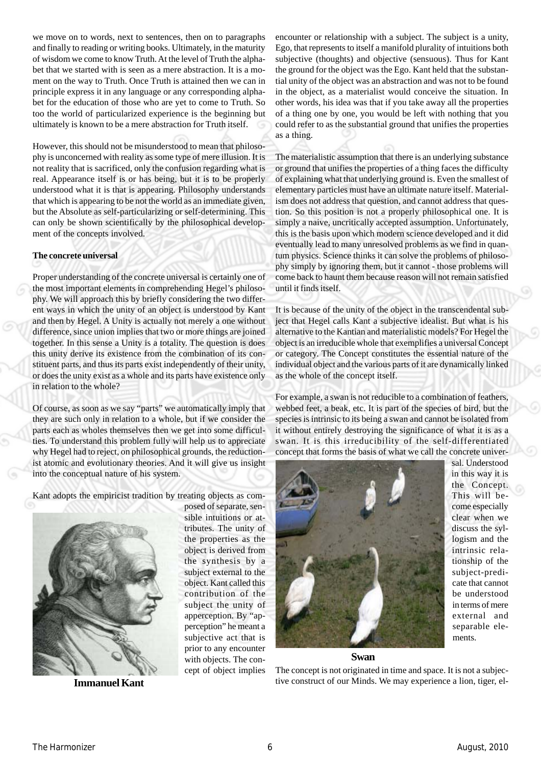we move on to words, next to sentences, then on to paragraphs and finally to reading or writing books. Ultimately, in the maturity of wisdom we come to know Truth. At the level of Truth the alphabet that we started with is seen as a mere abstraction. It is a moment on the way to Truth. Once Truth is attained then we can in principle express it in any language or any corresponding alphabet for the education of those who are yet to come to Truth. So too the world of particularized experience is the beginning but ultimately is known to be a mere abstraction for Truth itself.

However, this should not be misunderstood to mean that philosophy is unconcerned with reality as some type of mere illusion. It is not reality that is sacrificed, only the confusion regarding what is real. Appearance itself is or has being, but it is to be properly understood what it is that is appearing. Philosophy understands that which is appearing to be not the world as an immediate given, but the Absolute as self-particularizing or self-determining. This can only be shown scientifically by the philosophical development of the concepts involved.

**The concrete universal**

Proper understanding of the concrete universal is certainly one of the most important elements in comprehending Hegel's philosophy. We will approach this by briefly considering the two different ways in which the unity of an object is understood by Kant and then by Hegel. A Unity is actually not merely a one without difference, since union implies that two or more things are joined together. In this sense a Unity is a totality. The question is does this unity derive its existence from the combination of its constituent parts, and thus its parts exist independently of their unity, or does the unity exist as a whole and its parts have existence only in relation to the whole?

Of course, as soon as we say "parts" we automatically imply that they are such only in relation to a whole, but if we consider the parts each as wholes themselves then we get into some difficulties. To understand this problem fully will help us to appreciate why Hegel had to reject, on philosophical grounds, the reductionist atomic and evolutionary theories. And it will give us insight into the conceptual nature of his system.

Kant adopts the empiricist tradition by treating objects as composed of separate, sensible intuitions or attributes. The unity of the properties as the object is derived from the synthesis by a subject external to the object. Kant called this contribution of the subject the unity of apperception. By "apperception" he meant a subjective act that is prior to any encounter with objects. The concept of object implies encounter or relationship with a subject. The subject is a unity, Ego, that represents to itself a manifold plurality of intuitions both subjective (thoughts) and objective (sensuous). Thus for Kant the ground for the object was the Ego. Kant held that the substantial unity of the object was an abstraction and was not to be found in the object, as a materialist would conceive the situation. In other words, his idea was that if you take away all the properties of a thing one by one, you would be left with nothing that you could refer to as the substantial ground that unifies the properties as a thing.

Immanuel Kant

The materialistic assumption that there is an underlying substance or ground that unifies the properties of a thing faces the difficulty of explaining what that underlying ground is. Even the smallest of elementary particles must have an ultimate nature itself. Materialism does not address that question, and cannot address that question. So this position is not a properly philosophical one. It is simply a naive, uncritically accepted assumption. Unfortunately, this is the basis upon which modern science developed and it did eventually lead to many unresolved problems as we find in quantum physics. Science thinks it can solve the problems of philosophy simply by ignoring them, but it cannot - those problems will come back to haunt them because reason will not remain satisfied until it finds itself.

It is because of the unity of the object in the transcendental subject that Hegel calls Kant a subjective idealist. But what is his alternative to the Kantian and materialistic models? For Hegel the object is an irreducible whole that exemplifies a universal Concept or category. The Concept constitutes the essential nature of the individual object and the various parts of it are dynamically linked as the whole of the concept itself.

For example, a swan is not reducible to a combination of feathers, webbed feet, a beak, etc. It is part of the species of bird, but the species is intrinsic to its being a swan and cannot be isolated from it without entirely destroying the significance of what it is as a swan. It is this irreducibility of the self-differentiated concept that forms the basis of what we call the concrete universal. Understood in this way it is the Concept. This will become especially clear when we discuss the syllogism and the intrinsic relationship of the subject-predicate that cannot be understood in terms of mere external and separable elements.

Swan

The concept is not originated in time and space. It is not a subjective construct of our Minds. We may experience a lion, tiger, el-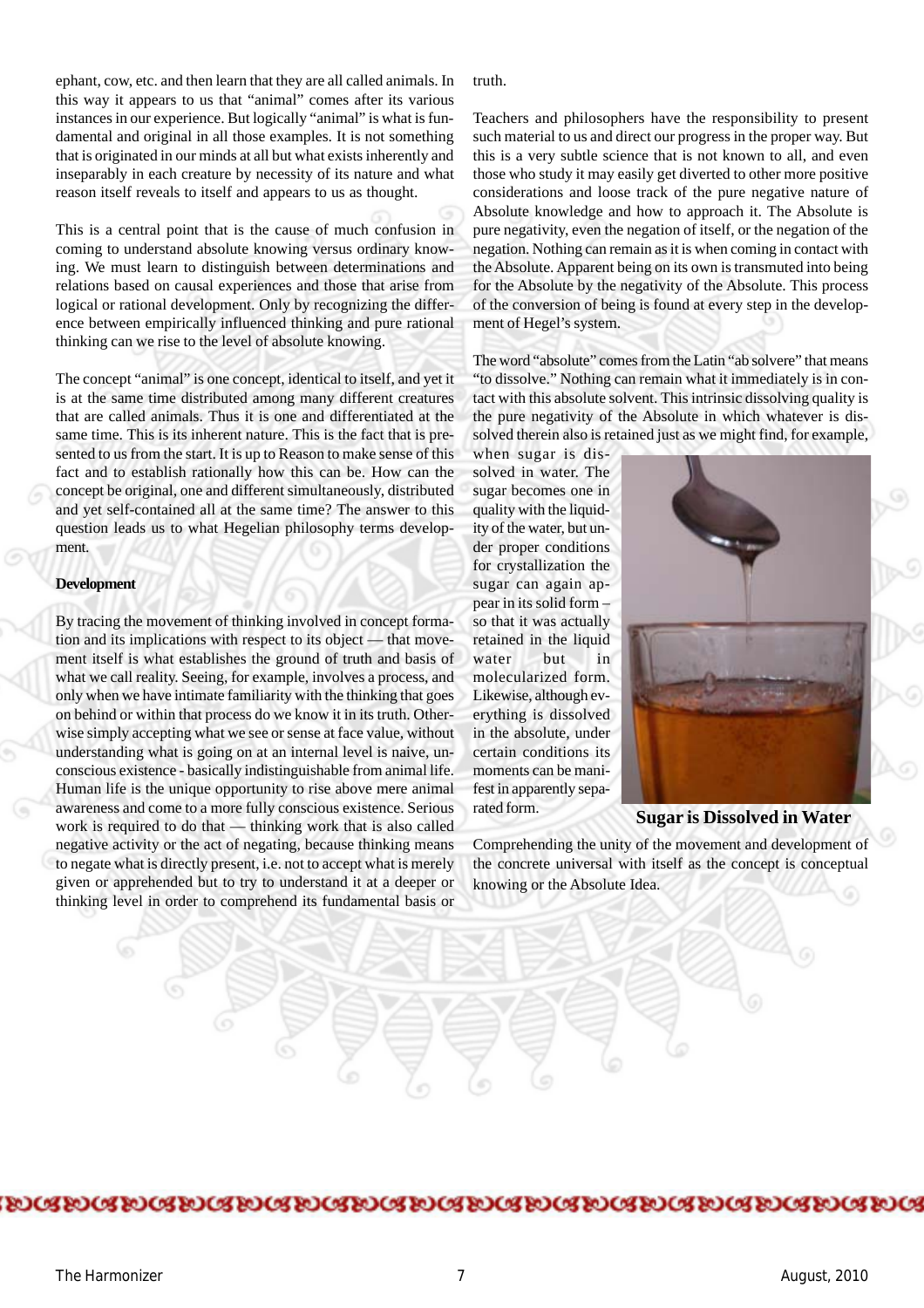ephant, cow, etc. and then learn that they are all called animals. In this way it appears to us that "animal" comes after its various instances in our experience. But logically "animal" is what is fundamental and original in all those examples. It is not something that is originated in our minds at all but what exists inherently and inseparably in each creature by necessity of its nature and what reason itself reveals to itself and appears to us as thought.

This is a central point that is the cause of much confusion in coming to understand absolute knowing versus ordinary knowing. We must learn to distinguish between determinations and relations based on causal experiences and those that arise from logical or rational development. Only by recognizing the difference between empirically influenced thinking and pure rational thinking can we rise to the level of absolute knowing.

The concept "animal" is one concept, identical to itself, and yet it is at the same time distributed among many different creatures that are called animals. Thus it is one and differentiated at the same time. This is its inherent nature. This is the fact that is presented to us from the start. It is up to Reason to make sense of this fact and to establish rationally how this can be. How can the concept be original, one and different simultaneously, distributed and yet self-contained all at the same time? The answer to this question leads us to what Hegelian philosophy terms development.

**Development**

By tracing the movement of thinking involved in concept formation and its implications with respect to its object — that movement itself is what establishes the ground of truth and basis of what we call reality. Seeing, for example, involves a process, and only when we have intimate familiarity with the thinking that goes on behind or within that process do we know it in its truth. Otherwise simply accepting what we see or sense at face value, without understanding what is going on at an internal level is naive, unconscious existence - basically indistinguishable from animal life. Human life is the unique opportunity to rise above mere animal awareness and come to a more fully conscious existence. Serious work is required to do that — thinking work that is also called negative activity or the act of negating, because thinking means to negate what is directly present, i.e. not to accept what is merely given or apprehended but to try to understand it at a deeper or thinking level in order to comprehend its fundamental basis or truth.

Teachers and philosophers have the responsibility to present such material to us and direct our progress in the proper way. But this is a very subtle science that is not known to all, and even those who study it may easily get diverted to other more positive considerations and loose track of the pure negative nature of Absolute knowledge and how to approach it. The Absolute is pure negativity, even the negation of itself, or the negation of the negation. Nothing can remain as it is when coming in contact with the Absolute. Apparent being on its own is transmuted into being for the Absolute by the negativity of the Absolute. This process of the conversion of being is found at every step in the development of Hegel's system.

The word "absolute" comes from the Latin "ab solvere" that means "to dissolve." Nothing can remain what it immediately is in contact with this absolute solvent. This intrinsic dissolving quality is the pure negativity of the Absolute in which whatever is dissolved therein also is retained just as we might find, for example, when sugar is dissolved in water. The sugar becomes one in quality with the liquidity of the water, but under proper conditions for crystallization the sugar can again appear in its solid form – so that it was actually retained in the liquid water but in molecularized form. Likewise, although everything is dissolved in the absolute, under certain conditions its moments can be manifest in apparently separated form.

**Sugar is Dissolved in Water**

Comprehending the unity of the movement and development of the concrete universal with itself as the concept is conceptual knowing or the Absolute Idea.